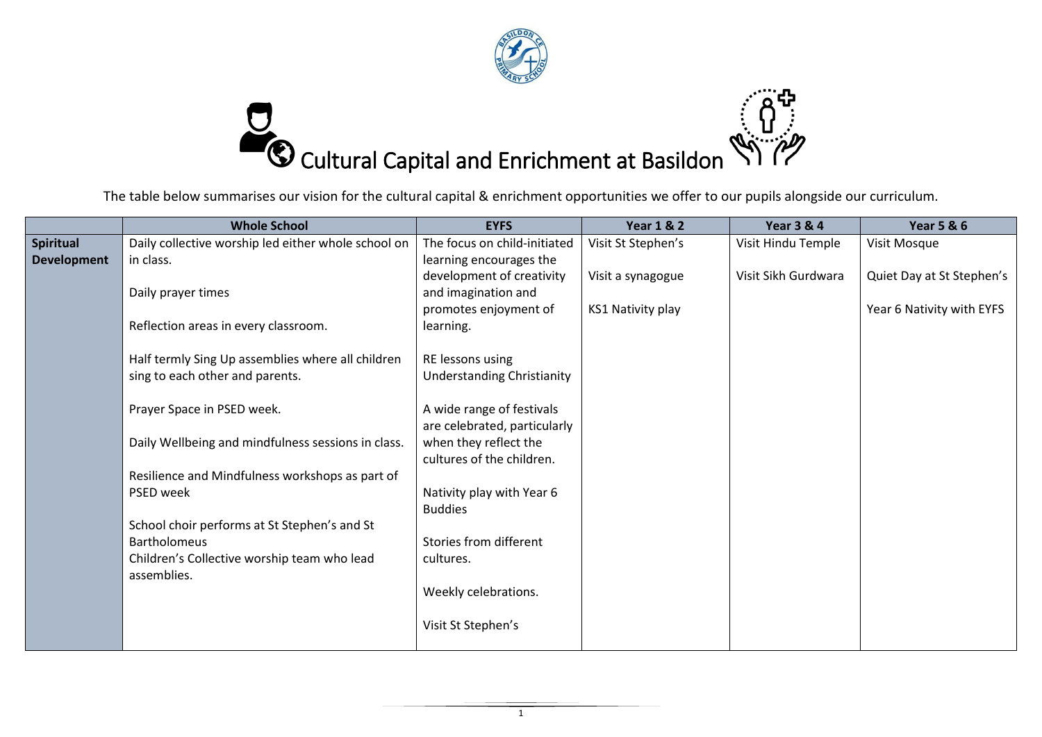# Cultural Capital and Enrichment at Basildon

The table below summarises our vision for the cultural capital & enrichment opportunities we offer to our pupils alongside our curriculum.

| | Whole School | EYFS | Year 1 & 2 | Year 3 & 4 | Year 5 & 6 |
|---|---|---|---|---|---|
| **Spiritual Development** | Daily collective worship led either whole school on in class.<br><br>Daily prayer times<br><br>Reflection areas in every classroom.<br><br>Half termly Sing Up assemblies where all children sing to each other and parents.<br><br>Prayer Space in PSED week.<br><br>Daily Wellbeing and mindfulness sessions in class.<br><br>Resilience and Mindfulness workshops as part of PSED week<br><br>School choir performs at St Stephen's and St Bartholomeus<br>Children's Collective worship team who lead assemblies. | The focus on child-initiated learning encourages the development of creativity and imagination and promotes enjoyment of learning.<br><br>RE lessons using Understanding Christianity<br><br>A wide range of festivals are celebrated, particularly when they reflect the cultures of the children.<br><br>Nativity play with Year 6 Buddies<br><br>Stories from different cultures.<br><br>Weekly celebrations.<br><br>Visit St Stephen's | Visit St Stephen's<br><br>Visit a synagogue<br><br>KS1 Nativity play | Visit Hindu Temple<br><br>Visit Sikh Gurdwara | Visit Mosque<br><br>Quiet Day at St Stephen's<br><br>Year 6 Nativity with EYFS |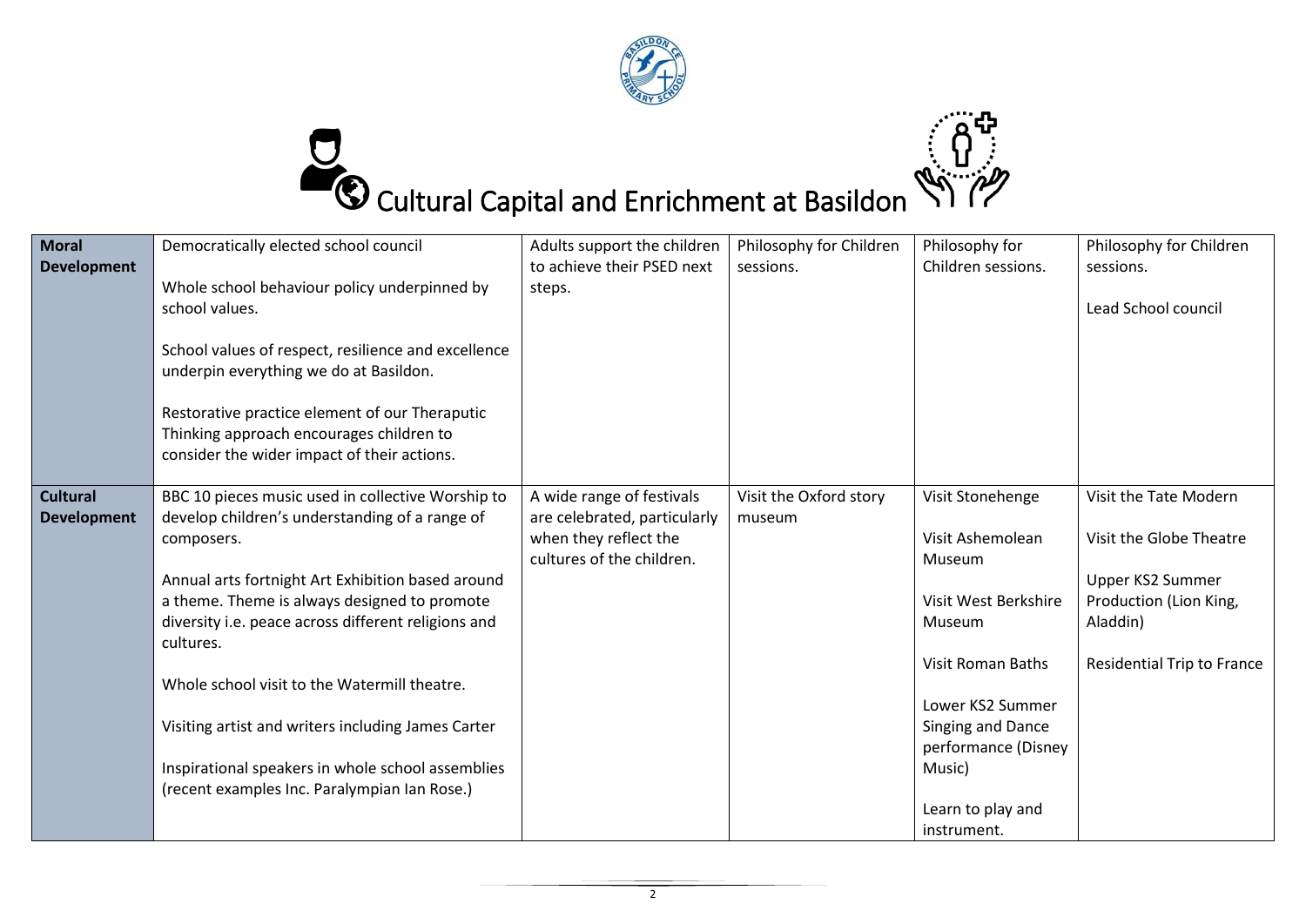# Cultural Capital and Enrichment at Basildon

| | | | | | |
|---|---|---|---|---|---|
| **Moral Development** | Democratically elected school council<br><br>Whole school behaviour policy underpinned by school values.<br><br>School values of respect, resilience and excellence underpin everything we do at Basildon.<br><br>Restorative practice element of our Theraputic Thinking approach encourages children to consider the wider impact of their actions. | Adults support the children to achieve their PSED next steps. | Philosophy for Children sessions. | Philosophy for Children sessions. | Philosophy for Children sessions.<br><br>Lead School council |
| **Cultural Development** | BBC 10 pieces music used in collective Worship to develop children's understanding of a range of composers.<br><br>Annual arts fortnight Art Exhibition based around a theme. Theme is always designed to promote diversity i.e. peace across different religions and cultures.<br><br>Whole school visit to the Watermill theatre.<br><br>Visiting artist and writers including James Carter<br><br>Inspirational speakers in whole school assemblies (recent examples Inc. Paralympian Ian Rose.) | A wide range of festivals are celebrated, particularly when they reflect the cultures of the children. | Visit the Oxford story museum | Visit Stonehenge<br><br>Visit Ashemolean Museum<br><br>Visit West Berkshire Museum<br><br>Visit Roman Baths<br><br>Lower KS2 Summer Singing and Dance performance (Disney Music)<br><br>Learn to play and instrument. | Visit the Tate Modern<br><br>Visit the Globe Theatre<br><br>Upper KS2 Summer Production (Lion King, Aladdin)<br><br>Residential Trip to France |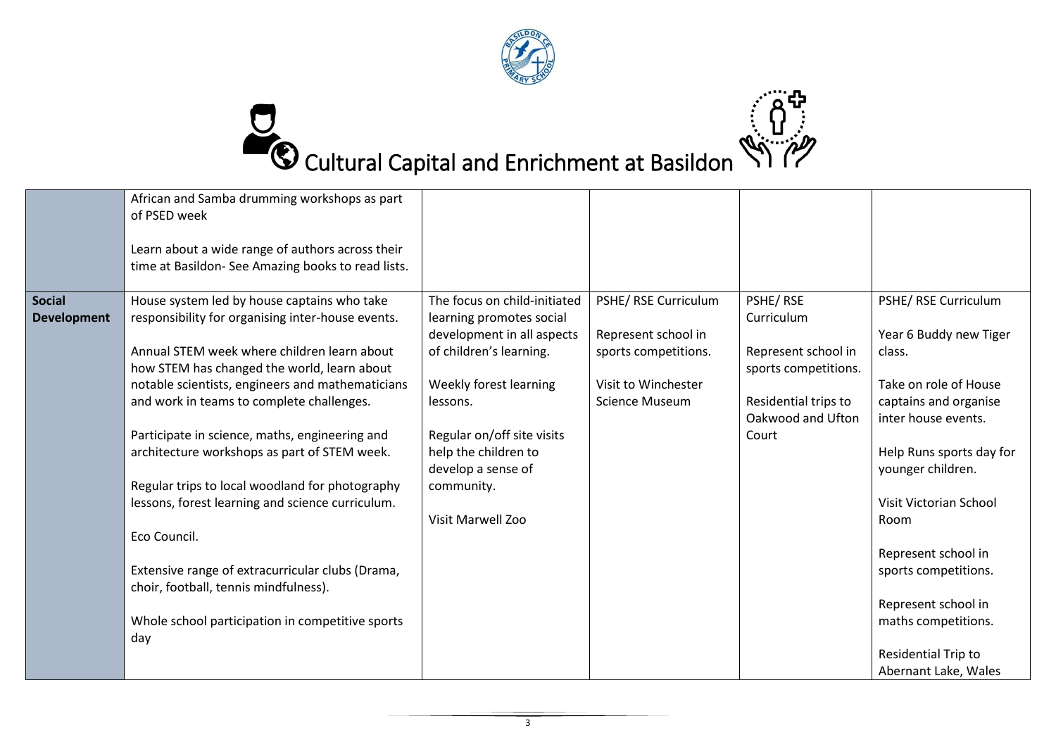# Cultural Capital and Enrichment at Basildon

| | | | | | |
|---|---|---|---|---|---|
| | African and Samba drumming workshops as part of PSED week<br><br>Learn about a wide range of authors across their time at Basildon- See Amazing books to read lists. | | | | |
| **Social Development** | House system led by house captains who take responsibility for organising inter-house events.<br><br>Annual STEM week where children learn about how STEM has changed the world, learn about notable scientists, engineers and mathematicians and work in teams to complete challenges.<br><br>Participate in science, maths, engineering and architecture workshops as part of STEM week.<br><br>Regular trips to local woodland for photography lessons, forest learning and science curriculum.<br><br>Eco Council.<br><br>Extensive range of extracurricular clubs (Drama, choir, football, tennis mindfulness).<br><br>Whole school participation in competitive sports day | The focus on child-initiated learning promotes social development in all aspects of children's learning.<br><br>Weekly forest learning lessons.<br><br>Regular on/off site visits help the children to develop a sense of community.<br><br>Visit Marwell Zoo | PSHE/ RSE Curriculum<br><br>Represent school in sports competitions.<br><br>Visit to Winchester Science Museum | PSHE/ RSE Curriculum<br><br>Represent school in sports competitions.<br><br>Residential trips to Oakwood and Ufton Court | PSHE/ RSE Curriculum<br><br>Year 6 Buddy new Tiger class.<br><br>Take on role of House captains and organise inter house events.<br><br>Help Runs sports day for younger children.<br><br>Visit Victorian School Room<br><br>Represent school in sports competitions.<br><br>Represent school in maths competitions.<br><br>Residential Trip to Abernant Lake, Wales |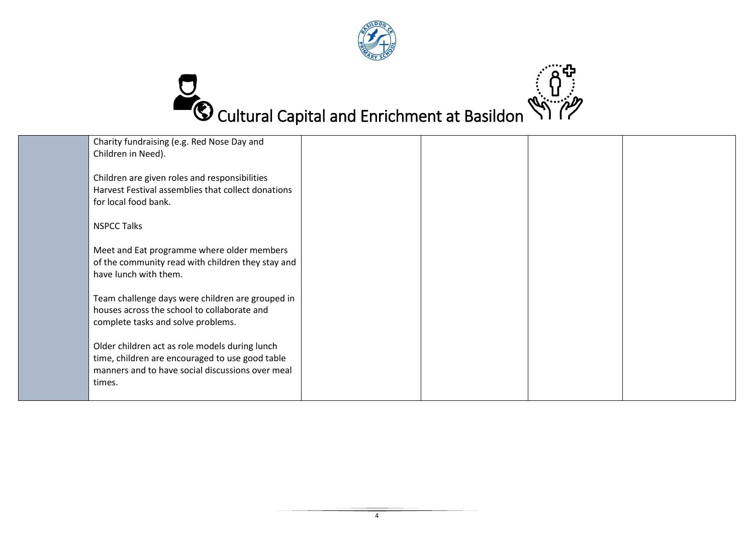# Cultural Capital and Enrichment at Basildon

| | | | | | |
|---|---|---|---|---|---|
| | Charity fundraising (e.g. Red Nose Day and Children in Need).<br><br>Children are given roles and responsibilities Harvest Festival assemblies that collect donations for local food bank.<br><br>NSPCC Talks<br><br>Meet and Eat programme where older members of the community read with children they stay and have lunch with them.<br><br>Team challenge days were children are grouped in houses across the school to collaborate and complete tasks and solve problems.<br><br>Older children act as role models during lunch time, children are encouraged to use good table manners and to have social discussions over meal times. | | | | |